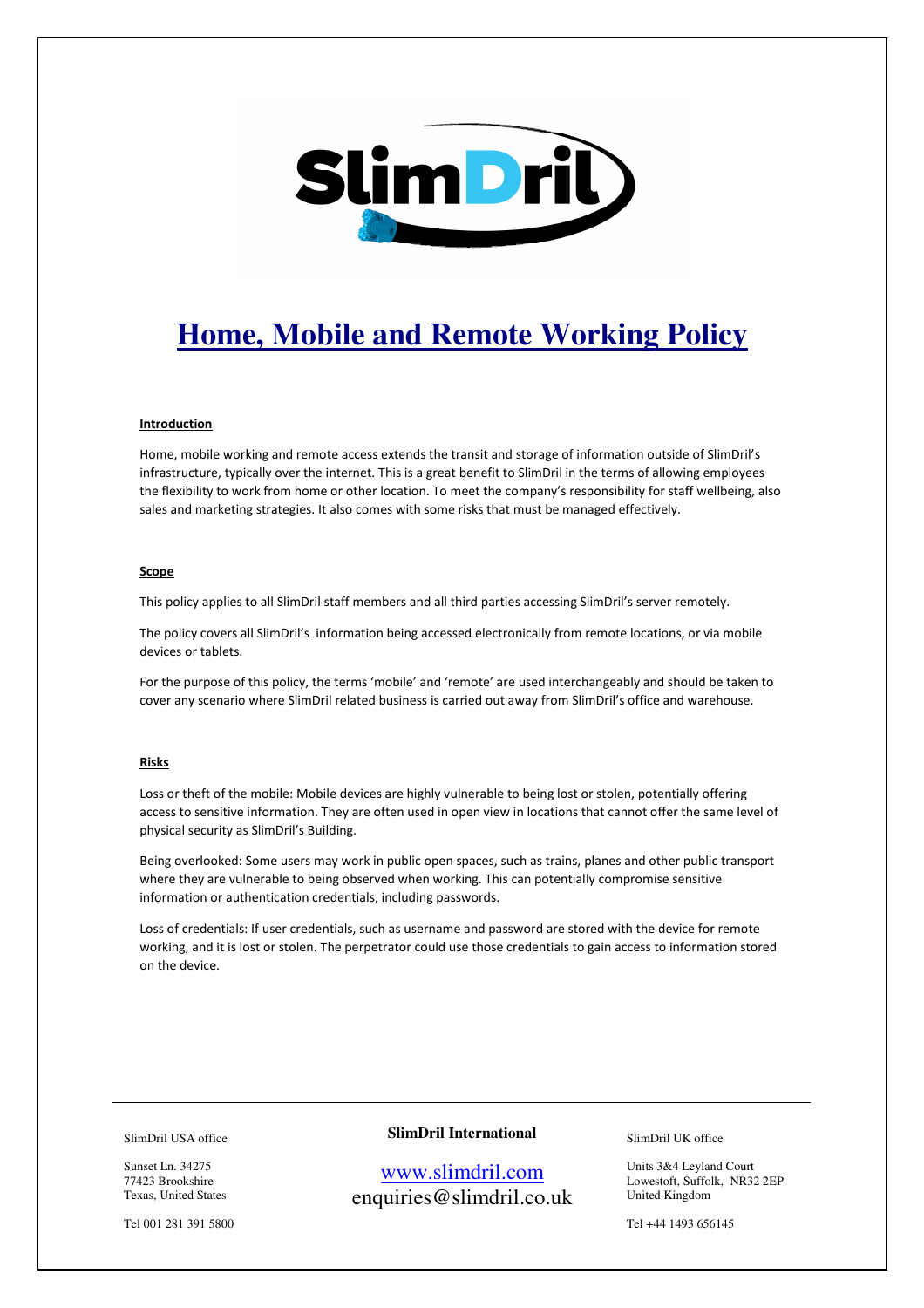# Home, Mobile and Remote Working Policy

## Introduction

Home, mobile working and remote access extends the transit and storage of information outside of SlimDril's infrastructure, typically over the internet. This is a great benefit to SlimDril in the terms of allowing employees the flexibility to work from home or other location. To meet the company's responsibility for staff wellbeing, also sales and marketing strategies. It also comes with some risks that must be managed effectively.

## Scope

This policy applies to all SlimDril staff members and all third parties accessing SlimDril's server remotely.

The policy covers all SlimDril's information being accessed electronically from remote locations, or via mobile devices or tablets.

For the purpose of this policy, the terms 'mobile' and 'remote' are used interchangeably and should be taken to cover any scenario where SlimDril related business is carried out away from SlimDril's office and warehouse.

## Risks

Loss or theft of the mobile: Mobile devices are highly vulnerable to being lost or stolen, potentially offering access to sensitive information. They are often used in open view in locations that cannot offer the same level of physical security as SlimDril's Building.

Being overlooked: Some users may work in public open spaces, such as trains, planes and other public transport where they are vulnerable to being observed when working. This can potentially compromise sensitive information or authentication credentials, including passwords.

Loss of credentials: If user credentials, such as username and password are stored with the device for remote working, and it is lost or stolen. The perpetrator could use those credentials to gain access to information stored on the device.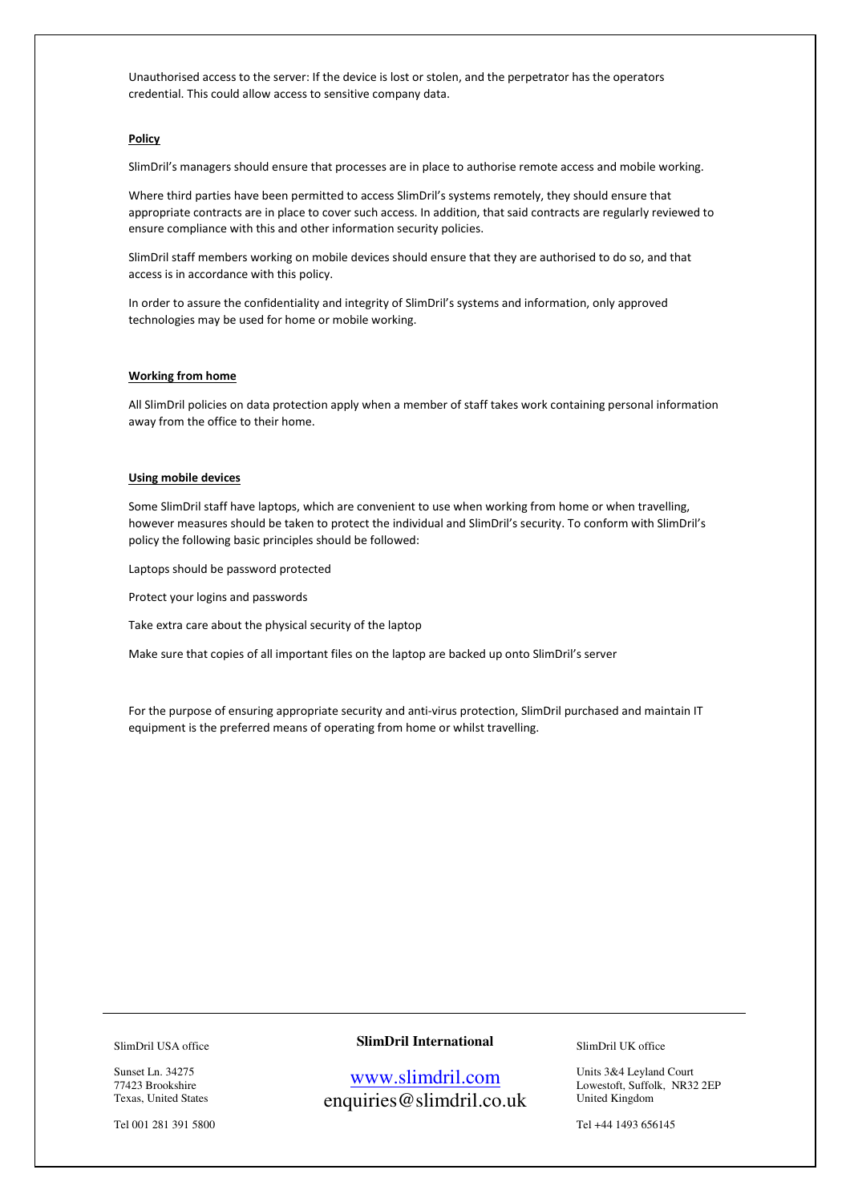Unauthorised access to the server: If the device is lost or stolen, and the perpetrator has the operators credential. This could allow access to sensitive company data.

**Policy**

SlimDril's managers should ensure that processes are in place to authorise remote access and mobile working.

Where third parties have been permitted to access SlimDril's systems remotely, they should ensure that appropriate contracts are in place to cover such access. In addition, that said contracts are regularly reviewed to ensure compliance with this and other information security policies.

SlimDril staff members working on mobile devices should ensure that they are authorised to do so, and that access is in accordance with this policy.

In order to assure the confidentiality and integrity of SlimDril's systems and information, only approved technologies may be used for home or mobile working.

**Working from home**

All SlimDril policies on data protection apply when a member of staff takes work containing personal information away from the office to their home.

**Using mobile devices**

Some SlimDril staff have laptops, which are convenient to use when working from home or when travelling, however measures should be taken to protect the individual and SlimDril's security. To conform with SlimDril's policy the following basic principles should be followed:

Laptops should be password protected

Protect your logins and passwords

Take extra care about the physical security of the laptop

Make sure that copies of all important files on the laptop are backed up onto SlimDril's server

For the purpose of ensuring appropriate security and anti-virus protection, SlimDril purchased and maintain IT equipment is the preferred means of operating from home or whilst travelling.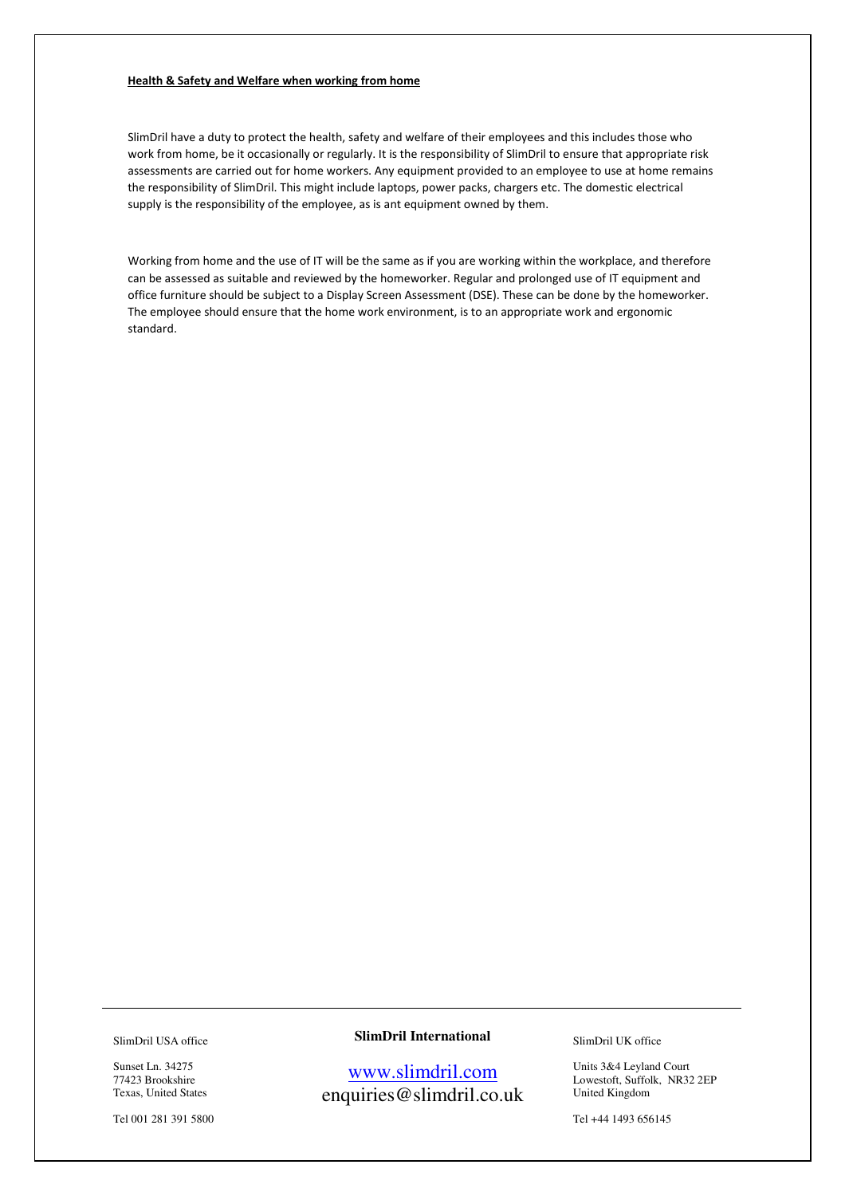**Health & Safety and Welfare when working from home**

SlimDril have a duty to protect the health, safety and welfare of their employees and this includes those who work from home, be it occasionally or regularly. It is the responsibility of SlimDril to ensure that appropriate risk assessments are carried out for home workers. Any equipment provided to an employee to use at home remains the responsibility of SlimDril. This might include laptops, power packs, chargers etc. The domestic electrical supply is the responsibility of the employee, as is ant equipment owned by them.

Working from home and the use of IT will be the same as if you are working within the workplace, and therefore can be assessed as suitable and reviewed by the homeworker. Regular and prolonged use of IT equipment and office furniture should be subject to a Display Screen Assessment (DSE). These can be done by the homeworker. The employee should ensure that the home work environment, is to an appropriate work and ergonomic standard.